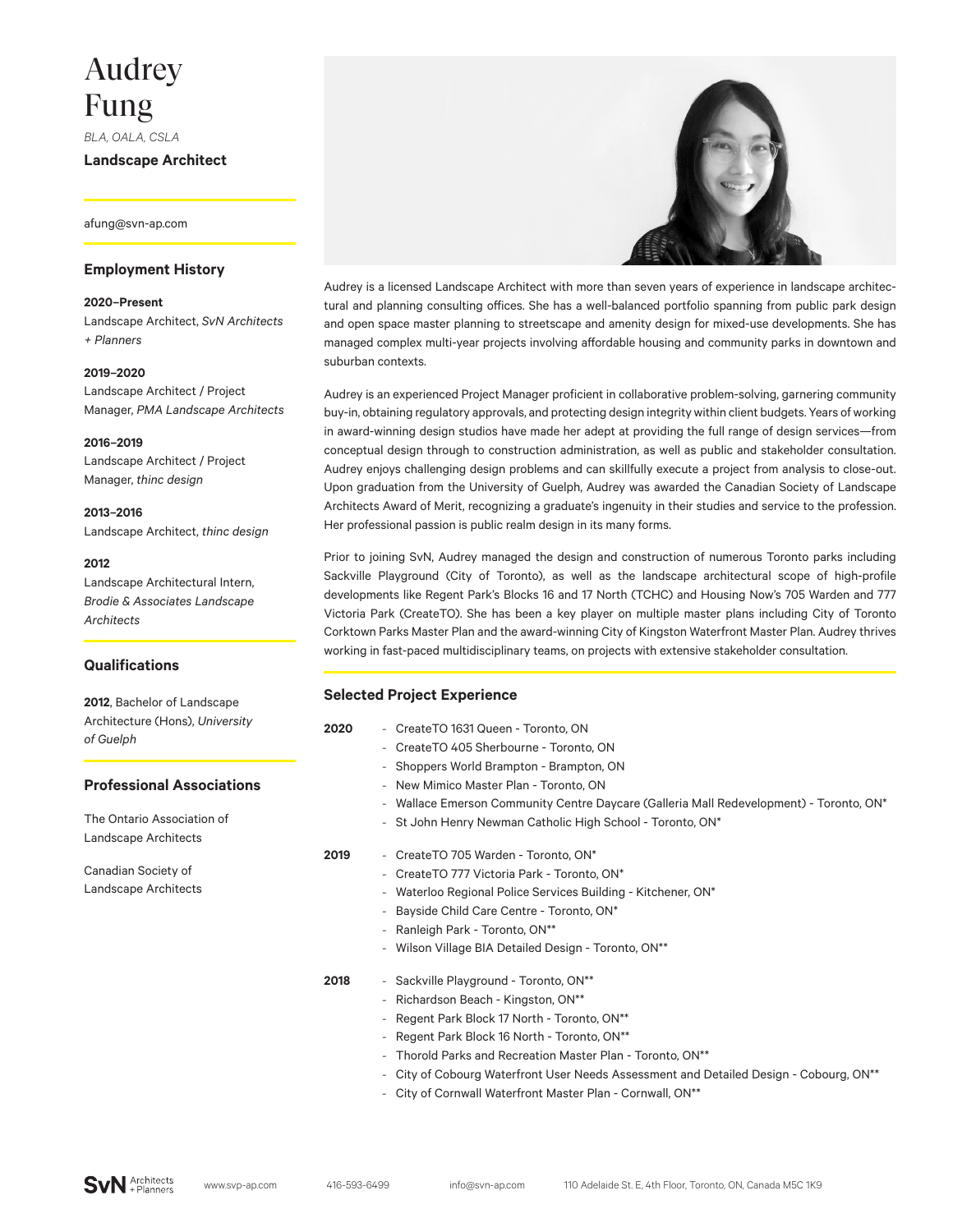# Audrey Fung

*BLA, OALA, CSLA*

**Landscape Architect**

afung@svn-ap.com

## Employment History

**2020–Present**
Landscape Architect, *SvN Architects + Planners*

**2019–2020**
Landscape Architect / Project Manager, *PMA Landscape Architects*

**2016–2019**
Landscape Architect / Project Manager, *thinc design*

**2013–2016**
Landscape Architect, *thinc design*

**2012**
Landscape Architectural Intern, *Brodie & Associates Landscape Architects*

## Qualifications

**2012**, Bachelor of Landscape Architecture (Hons), *University of Guelph*

## Professional Associations

The Ontario Association of Landscape Architects

Canadian Society of Landscape Architects

Audrey is a licensed Landscape Architect with more than seven years of experience in landscape architectural and planning consulting offices. She has a well-balanced portfolio spanning from public park design and open space master planning to streetscape and amenity design for mixed-use developments. She has managed complex multi-year projects involving affordable housing and community parks in downtown and suburban contexts.

Audrey is an experienced Project Manager proficient in collaborative problem-solving, garnering community buy-in, obtaining regulatory approvals, and protecting design integrity within client budgets. Years of working in award-winning design studios have made her adept at providing the full range of design services—from conceptual design through to construction administration, as well as public and stakeholder consultation. Audrey enjoys challenging design problems and can skillfully execute a project from analysis to close-out. Upon graduation from the University of Guelph, Audrey was awarded the Canadian Society of Landscape Architects Award of Merit, recognizing a graduate's ingenuity in their studies and service to the profession. Her professional passion is public realm design in its many forms.

Prior to joining SvN, Audrey managed the design and construction of numerous Toronto parks including Sackville Playground (City of Toronto), as well as the landscape architectural scope of high-profile developments like Regent Park's Blocks 16 and 17 North (TCHC) and Housing Now's 705 Warden and 777 Victoria Park (CreateTO). She has been a key player on multiple master plans including City of Toronto Corktown Parks Master Plan and the award-winning City of Kingston Waterfront Master Plan. Audrey thrives working in fast-paced multidisciplinary teams, on projects with extensive stakeholder consultation.

## Selected Project Experience

**2020**

- CreateTO 1631 Queen - Toronto, ON
- CreateTO 405 Sherbourne - Toronto, ON
- Shoppers World Brampton - Brampton, ON
- New Mimico Master Plan - Toronto, ON
- Wallace Emerson Community Centre Daycare (Galleria Mall Redevelopment) - Toronto, ON*
- St John Henry Newman Catholic High School - Toronto, ON*

**2019**

- CreateTO 705 Warden - Toronto, ON*
- CreateTO 777 Victoria Park - Toronto, ON*
- Waterloo Regional Police Services Building - Kitchener, ON*
- Bayside Child Care Centre - Toronto, ON*
- Ranleigh Park - Toronto, ON**
- Wilson Village BIA Detailed Design - Toronto, ON**

**2018**

- Sackville Playground - Toronto, ON**
- Richardson Beach - Kingston, ON**
- Regent Park Block 17 North - Toronto, ON**
- Regent Park Block 16 North - Toronto, ON**
- Thorold Parks and Recreation Master Plan - Toronto, ON**
- City of Cobourg Waterfront User Needs Assessment and Detailed Design - Cobourg, ON**
- City of Cornwall Waterfront Master Plan - Cornwall, ON**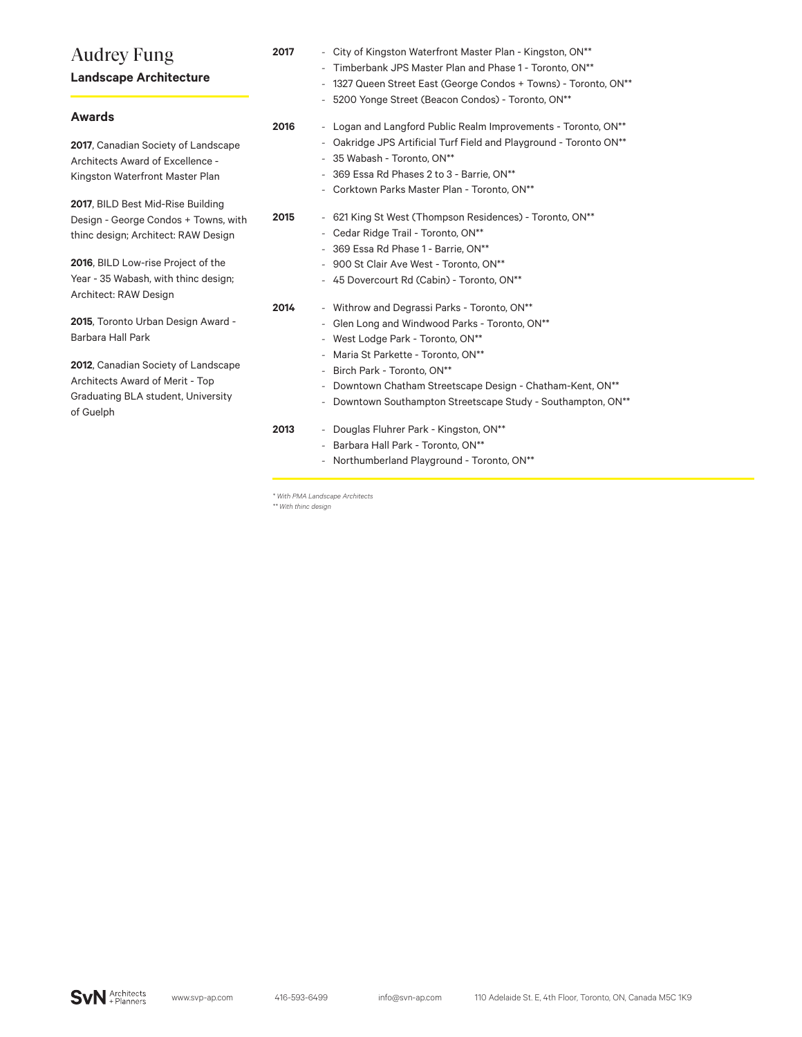# Audrey Fung

**Landscape Architecture**

## Awards

**2017**, Canadian Society of Landscape Architects Award of Excellence - Kingston Waterfront Master Plan

**2017**, BILD Best Mid-Rise Building Design - George Condos + Towns, with thinc design; Architect: RAW Design

**2016**, BILD Low-rise Project of the Year - 35 Wabash, with thinc design; Architect: RAW Design

**2015**, Toronto Urban Design Award - Barbara Hall Park

**2012**, Canadian Society of Landscape Architects Award of Merit - Top Graduating BLA student, University of Guelph

**2017**
- City of Kingston Waterfront Master Plan - Kingston, ON**
- Timberbank JPS Master Plan and Phase 1 - Toronto, ON**
- 1327 Queen Street East (George Condos + Towns) - Toronto, ON**
- 5200 Yonge Street (Beacon Condos) - Toronto, ON**

**2016**
- Logan and Langford Public Realm Improvements - Toronto, ON**
- Oakridge JPS Artificial Turf Field and Playground - Toronto ON**
- 35 Wabash - Toronto, ON**
- 369 Essa Rd Phases 2 to 3 - Barrie, ON**
- Corktown Parks Master Plan - Toronto, ON**

**2015**
- 621 King St West (Thompson Residences) - Toronto, ON**
- Cedar Ridge Trail - Toronto, ON**
- 369 Essa Rd Phase 1 - Barrie, ON**
- 900 St Clair Ave West - Toronto, ON**
- 45 Dovercourt Rd (Cabin) - Toronto, ON**

**2014**
- Withrow and Degrassi Parks - Toronto, ON**
- Glen Long and Windwood Parks - Toronto, ON**
- West Lodge Park - Toronto, ON**
- Maria St Parkette - Toronto, ON**
- Birch Park - Toronto, ON**
- Downtown Chatham Streetscape Design - Chatham-Kent, ON**
- Downtown Southampton Streetscape Study - Southampton, ON**

**2013**
- Douglas Fluhrer Park - Kingston, ON**
- Barbara Hall Park - Toronto, ON**
- Northumberland Playground - Toronto, ON**

*\* With PMA Landscape Architects*
*\*\* With thinc design*

SvN Architects + Planners    www.svp-ap.com    416-593-6499    info@svn-ap.com    110 Adelaide St. E, 4th Floor, Toronto, ON, Canada M5C 1K9